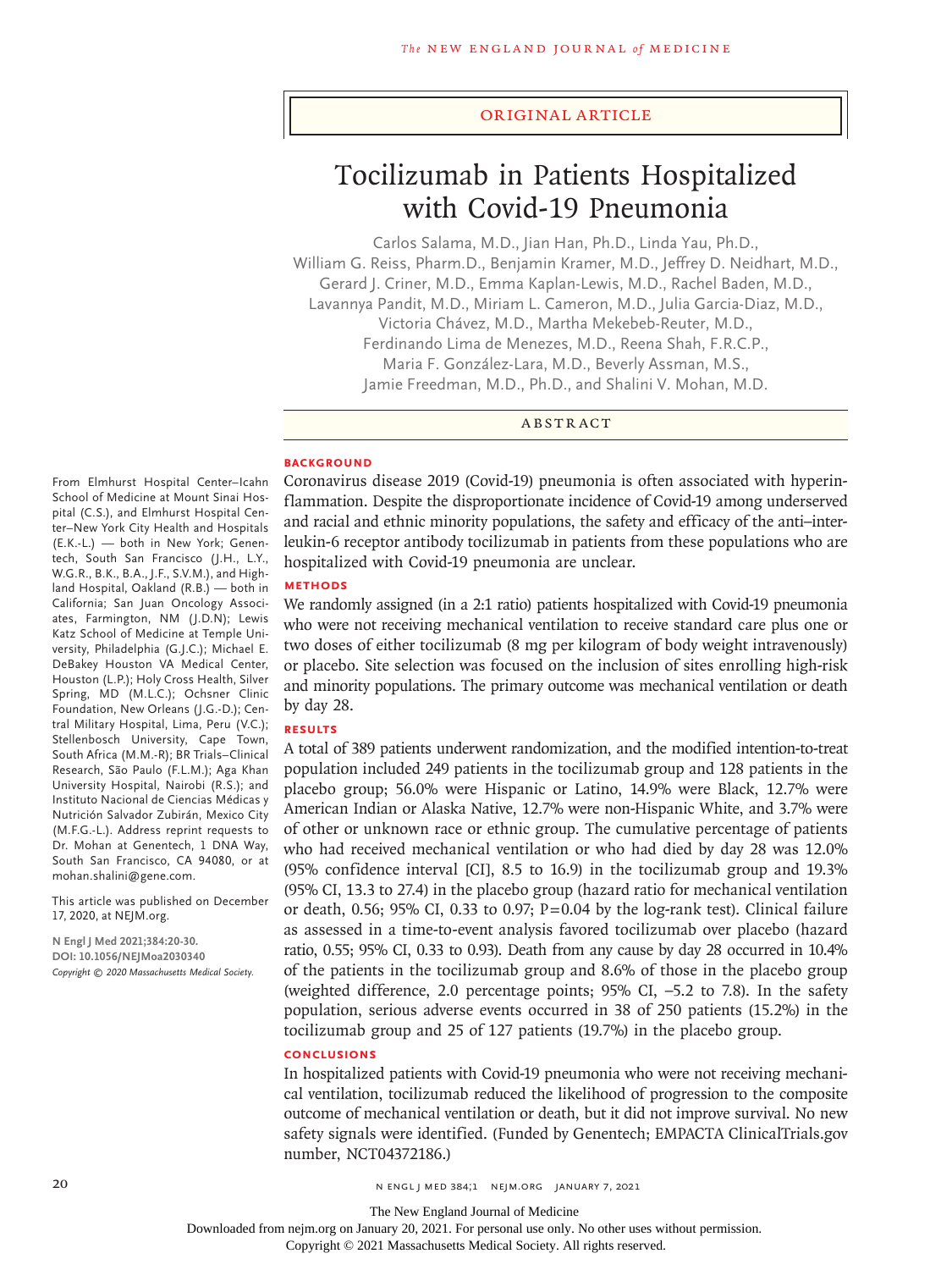Original Article

# Tocilizumab in Patients Hospitalized with Covid-19 Pneumonia

Carlos Salama, M.D., Jian Han, Ph.D., Linda Yau, Ph.D., William G. Reiss, Pharm.D., Benjamin Kramer, M.D., Jeffrey D. Neidhart, M.D., Gerard J. Criner, M.D., Emma Kaplan-Lewis, M.D., Rachel Baden, M.D., Lavannya Pandit, M.D., Miriam L. Cameron, M.D., Julia Garcia-Diaz, M.D., Victoria Chávez, M.D., Martha Mekebeb-Reuter, M.D., Ferdinando Lima de Menezes, M.D., Reena Shah, F.R.C.P., Maria F. González-Lara, M.D., Beverly Assman, M.S., Jamie Freedman, M.D., Ph.D., and Shalini V. Mohan, M.D.

## Abstract

### Background

Coronavirus disease 2019 (Covid-19) pneumonia is often associated with hyperinflammation. Despite the disproportionate incidence of Covid-19 among underserved and racial and ethnic minority populations, the safety and efficacy of the anti–interleukin-6 receptor antibody tocilizumab in patients from these populations who are hospitalized with Covid-19 pneumonia are unclear.

### Methods

We randomly assigned (in a 2:1 ratio) patients hospitalized with Covid-19 pneumonia who were not receiving mechanical ventilation to receive standard care plus one or two doses of either tocilizumab (8 mg per kilogram of body weight intravenously) or placebo. Site selection was focused on the inclusion of sites enrolling high-risk and minority populations. The primary outcome was mechanical ventilation or death by day 28.

### Results

A total of 389 patients underwent randomization, and the modified intention-to-treat population included 249 patients in the tocilizumab group and 128 patients in the placebo group; 56.0% were Hispanic or Latino, 14.9% were Black, 12.7% were American Indian or Alaska Native, 12.7% were non-Hispanic White, and 3.7% were of other or unknown race or ethnic group. The cumulative percentage of patients who had received mechanical ventilation or who had died by day 28 was 12.0% (95% confidence interval [CI], 8.5 to 16.9) in the tocilizumab group and 19.3% (95% CI, 13.3 to 27.4) in the placebo group (hazard ratio for mechanical ventilation or death, 0.56; 95% CI, 0.33 to 0.97; P=0.04 by the log-rank test). Clinical failure as assessed in a time-to-event analysis favored tocilizumab over placebo (hazard ratio, 0.55; 95% CI, 0.33 to 0.93). Death from any cause by day 28 occurred in 10.4% of the patients in the tocilizumab group and 8.6% of those in the placebo group (weighted difference, 2.0 percentage points; 95% CI, −5.2 to 7.8). In the safety population, serious adverse events occurred in 38 of 250 patients (15.2%) in the tocilizumab group and 25 of 127 patients (19.7%) in the placebo group.

### Conclusions

In hospitalized patients with Covid-19 pneumonia who were not receiving mechanical ventilation, tocilizumab reduced the likelihood of progression to the composite outcome of mechanical ventilation or death, but it did not improve survival. No new safety signals were identified. (Funded by Genentech; EMPACTA ClinicalTrials.gov number, NCT04372186.)

From Elmhurst Hospital Center–Icahn School of Medicine at Mount Sinai Hospital (C.S.), and Elmhurst Hospital Center–New York City Health and Hospitals (E.K.-L.) — both in New York; Genentech, South San Francisco (J.H., L.Y., W.G.R., B.K., B.A., J.F., S.V.M.), and Highland Hospital, Oakland (R.B.) — both in California; San Juan Oncology Associates, Farmington, NM (J.D.N); Lewis Katz School of Medicine at Temple University, Philadelphia (G.J.C.); Michael E. DeBakey Houston VA Medical Center, Houston (L.P.); Holy Cross Health, Silver Spring, MD (M.L.C.); Ochsner Clinic Foundation, New Orleans (J.G.-D.); Central Military Hospital, Lima, Peru (V.C.); Stellenbosch University, Cape Town, South Africa (M.M.-R); BR Trials–Clinical Research, São Paulo (F.L.M.); Aga Khan University Hospital, Nairobi (R.S.); and Instituto Nacional de Ciencias Médicas y Nutrición Salvador Zubirán, Mexico City (M.F.G.-L.). Address reprint requests to Dr. Mohan at Genentech, 1 DNA Way, South San Francisco, CA 94080, or at mohan.shalini@gene.com.

This article was published on December 17, 2020, at NEJM.org.

N Engl J Med 2021;384:20-30.
DOI: 10.1056/NEJMoa2030340
Copyright © 2020 Massachusetts Medical Society.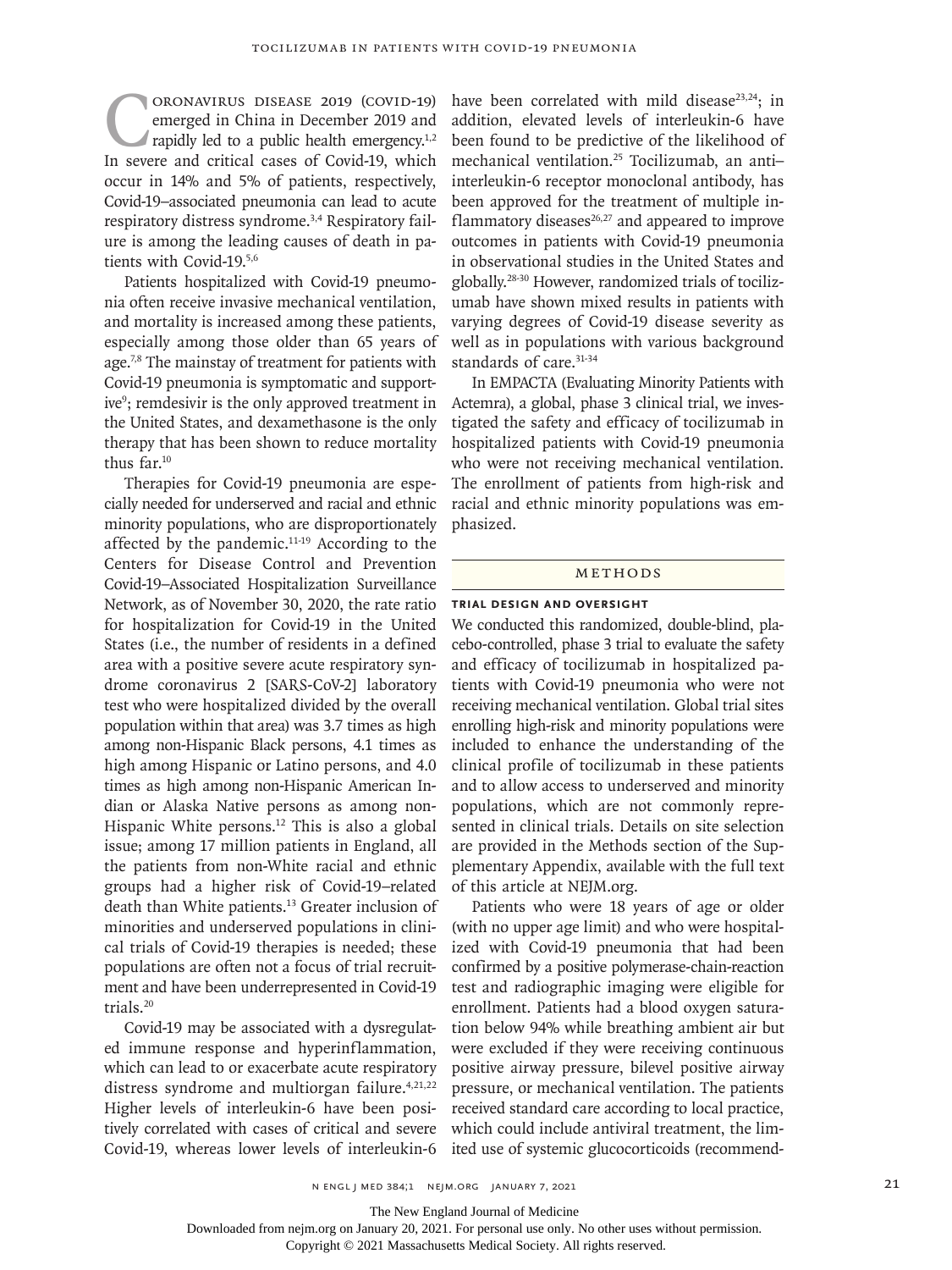Coronavirus disease 2019 (Covid-19) emerged in China in December 2019 and rapidly led to a public health emergency.[1,2] In severe and critical cases of Covid-19, which occur in 14% and 5% of patients, respectively, Covid-19–associated pneumonia can lead to acute respiratory distress syndrome.[3,4] Respiratory failure is among the leading causes of death in patients with Covid-19.[5,6]

Patients hospitalized with Covid-19 pneumonia often receive invasive mechanical ventilation, and mortality is increased among these patients, especially among those older than 65 years of age.[7,8] The mainstay of treatment for patients with Covid-19 pneumonia is symptomatic and supportive[9]; remdesivir is the only approved treatment in the United States, and dexamethasone is the only therapy that has been shown to reduce mortality thus far.[10]

Therapies for Covid-19 pneumonia are especially needed for underserved and racial and ethnic minority populations, who are disproportionately affected by the pandemic.[11-19] According to the Centers for Disease Control and Prevention Covid-19–Associated Hospitalization Surveillance Network, as of November 30, 2020, the rate ratio for hospitalization for Covid-19 in the United States (i.e., the number of residents in a defined area with a positive severe acute respiratory syndrome coronavirus 2 [SARS-CoV-2] laboratory test who were hospitalized divided by the overall population within that area) was 3.7 times as high among non-Hispanic Black persons, 4.1 times as high among Hispanic or Latino persons, and 4.0 times as high among non-Hispanic American Indian or Alaska Native persons as among non-Hispanic White persons.[12] This is also a global issue; among 17 million patients in England, all the patients from non-White racial and ethnic groups had a higher risk of Covid-19–related death than White patients.[13] Greater inclusion of minorities and underserved populations in clinical trials of Covid-19 therapies is needed; these populations are often not a focus of trial recruitment and have been underrepresented in Covid-19 trials.[20]

Covid-19 may be associated with a dysregulated immune response and hyperinflammation, which can lead to or exacerbate acute respiratory distress syndrome and multiorgan failure.[4,21,22] Higher levels of interleukin-6 have been positively correlated with cases of critical and severe Covid-19, whereas lower levels of interleukin-6 have been correlated with mild disease[23,24]; in addition, elevated levels of interleukin-6 have been found to be predictive of the likelihood of mechanical ventilation.[25] Tocilizumab, an anti–interleukin-6 receptor monoclonal antibody, has been approved for the treatment of multiple inflammatory diseases[26,27] and appeared to improve outcomes in patients with Covid-19 pneumonia in observational studies in the United States and globally.[28-30] However, randomized trials of tocilizumab have shown mixed results in patients with varying degrees of Covid-19 disease severity as well as in populations with various background standards of care.[31-34]

In EMPACTA (Evaluating Minority Patients with Actemra), a global, phase 3 clinical trial, we investigated the safety and efficacy of tocilizumab in hospitalized patients with Covid-19 pneumonia who were not receiving mechanical ventilation. The enrollment of patients from high-risk and racial and ethnic minority populations was emphasized.

## Methods

### Trial Design and Oversight

We conducted this randomized, double-blind, placebo-controlled, phase 3 trial to evaluate the safety and efficacy of tocilizumab in hospitalized patients with Covid-19 pneumonia who were not receiving mechanical ventilation. Global trial sites enrolling high-risk and minority populations were included to enhance the understanding of the clinical profile of tocilizumab in these patients and to allow access to underserved and minority populations, which are not commonly represented in clinical trials. Details on site selection are provided in the Methods section of the Supplementary Appendix, available with the full text of this article at NEJM.org.

Patients who were 18 years of age or older (with no upper age limit) and who were hospitalized with Covid-19 pneumonia that had been confirmed by a positive polymerase-chain-reaction test and radiographic imaging were eligible for enrollment. Patients had a blood oxygen saturation below 94% while breathing ambient air but were excluded if they were receiving continuous positive airway pressure, bilevel positive airway pressure, or mechanical ventilation. The patients received standard care according to local practice, which could include antiviral treatment, the limited use of systemic glucocorticoids (recommend-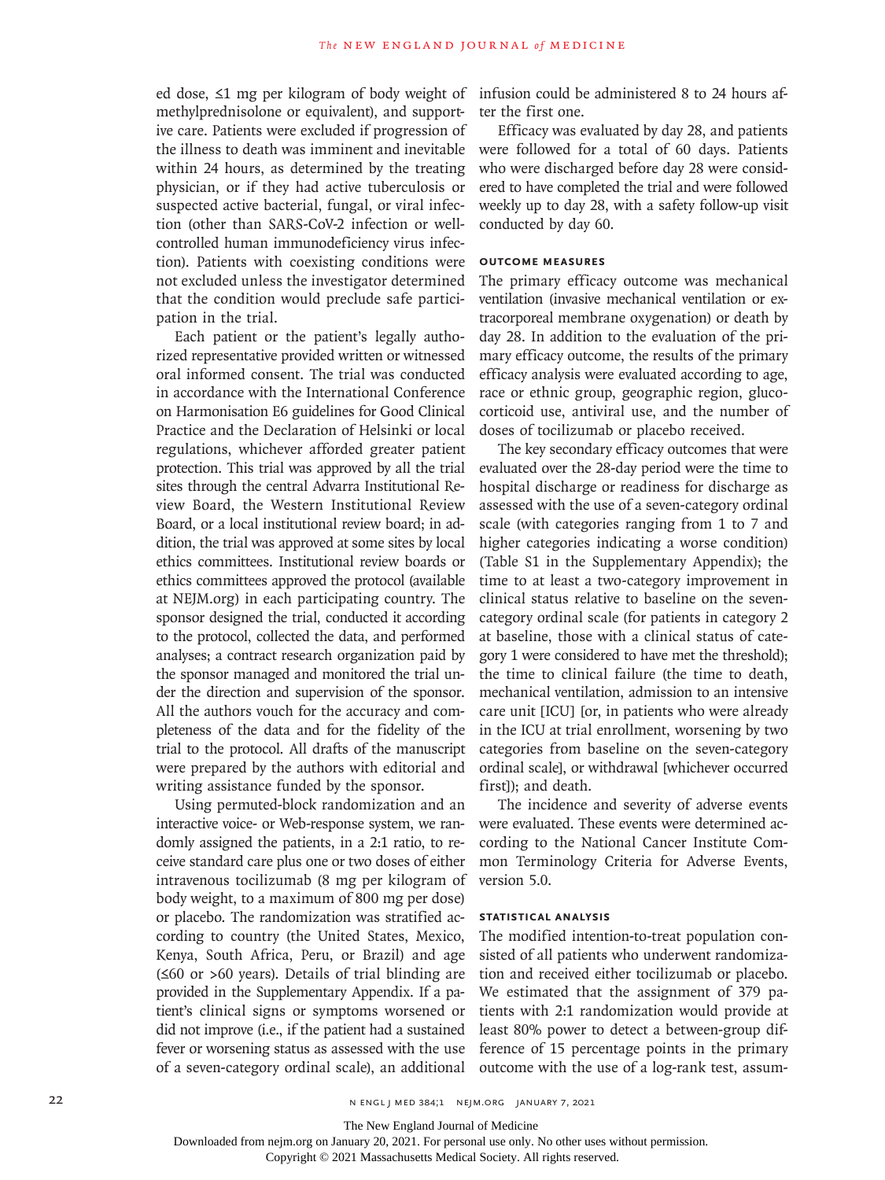ed dose, ≤1 mg per kilogram of body weight of methylprednisolone or equivalent), and supportive care. Patients were excluded if progression of the illness to death was imminent and inevitable within 24 hours, as determined by the treating physician, or if they had active tuberculosis or suspected active bacterial, fungal, or viral infection (other than SARS-CoV-2 infection or well-controlled human immunodeficiency virus infection). Patients with coexisting conditions were not excluded unless the investigator determined that the condition would preclude safe participation in the trial.

Each patient or the patient's legally authorized representative provided written or witnessed oral informed consent. The trial was conducted in accordance with the International Conference on Harmonisation E6 guidelines for Good Clinical Practice and the Declaration of Helsinki or local regulations, whichever afforded greater patient protection. This trial was approved by all the trial sites through the central Advarra Institutional Review Board, the Western Institutional Review Board, or a local institutional review board; in addition, the trial was approved at some sites by local ethics committees. Institutional review boards or ethics committees approved the protocol (available at NEJM.org) in each participating country. The sponsor designed the trial, conducted it according to the protocol, collected the data, and performed analyses; a contract research organization paid by the sponsor managed and monitored the trial under the direction and supervision of the sponsor. All the authors vouch for the accuracy and completeness of the data and for the fidelity of the trial to the protocol. All drafts of the manuscript were prepared by the authors with editorial and writing assistance funded by the sponsor.

Using permuted-block randomization and an interactive voice- or Web-response system, we randomly assigned the patients, in a 2:1 ratio, to receive standard care plus one or two doses of either intravenous tocilizumab (8 mg per kilogram of body weight, to a maximum of 800 mg per dose) or placebo. The randomization was stratified according to country (the United States, Mexico, Kenya, South Africa, Peru, or Brazil) and age (≤60 or >60 years). Details of trial blinding are provided in the Supplementary Appendix. If a patient's clinical signs or symptoms worsened or did not improve (i.e., if the patient had a sustained fever or worsening status as assessed with the use of a seven-category ordinal scale), an additional infusion could be administered 8 to 24 hours after the first one.

Efficacy was evaluated by day 28, and patients were followed for a total of 60 days. Patients who were discharged before day 28 were considered to have completed the trial and were followed weekly up to day 28, with a safety follow-up visit conducted by day 60.

### Outcome Measures

The primary efficacy outcome was mechanical ventilation (invasive mechanical ventilation or extracorporeal membrane oxygenation) or death by day 28. In addition to the evaluation of the primary efficacy outcome, the results of the primary efficacy analysis were evaluated according to age, race or ethnic group, geographic region, glucocorticoid use, antiviral use, and the number of doses of tocilizumab or placebo received.

The key secondary efficacy outcomes that were evaluated over the 28-day period were the time to hospital discharge or readiness for discharge as assessed with the use of a seven-category ordinal scale (with categories ranging from 1 to 7 and higher categories indicating a worse condition) (Table S1 in the Supplementary Appendix); the time to at least a two-category improvement in clinical status relative to baseline on the seven-category ordinal scale (for patients in category 2 at baseline, those with a clinical status of category 1 were considered to have met the threshold); the time to clinical failure (the time to death, mechanical ventilation, admission to an intensive care unit [ICU] [or, in patients who were already in the ICU at trial enrollment, worsening by two categories from baseline on the seven-category ordinal scale], or withdrawal [whichever occurred first]); and death.

The incidence and severity of adverse events were evaluated. These events were determined according to the National Cancer Institute Common Terminology Criteria for Adverse Events, version 5.0.

### Statistical Analysis

The modified intention-to-treat population consisted of all patients who underwent randomization and received either tocilizumab or placebo. We estimated that the assignment of 379 patients with 2:1 randomization would provide at least 80% power to detect a between-group difference of 15 percentage points in the primary outcome with the use of a log-rank test, assum-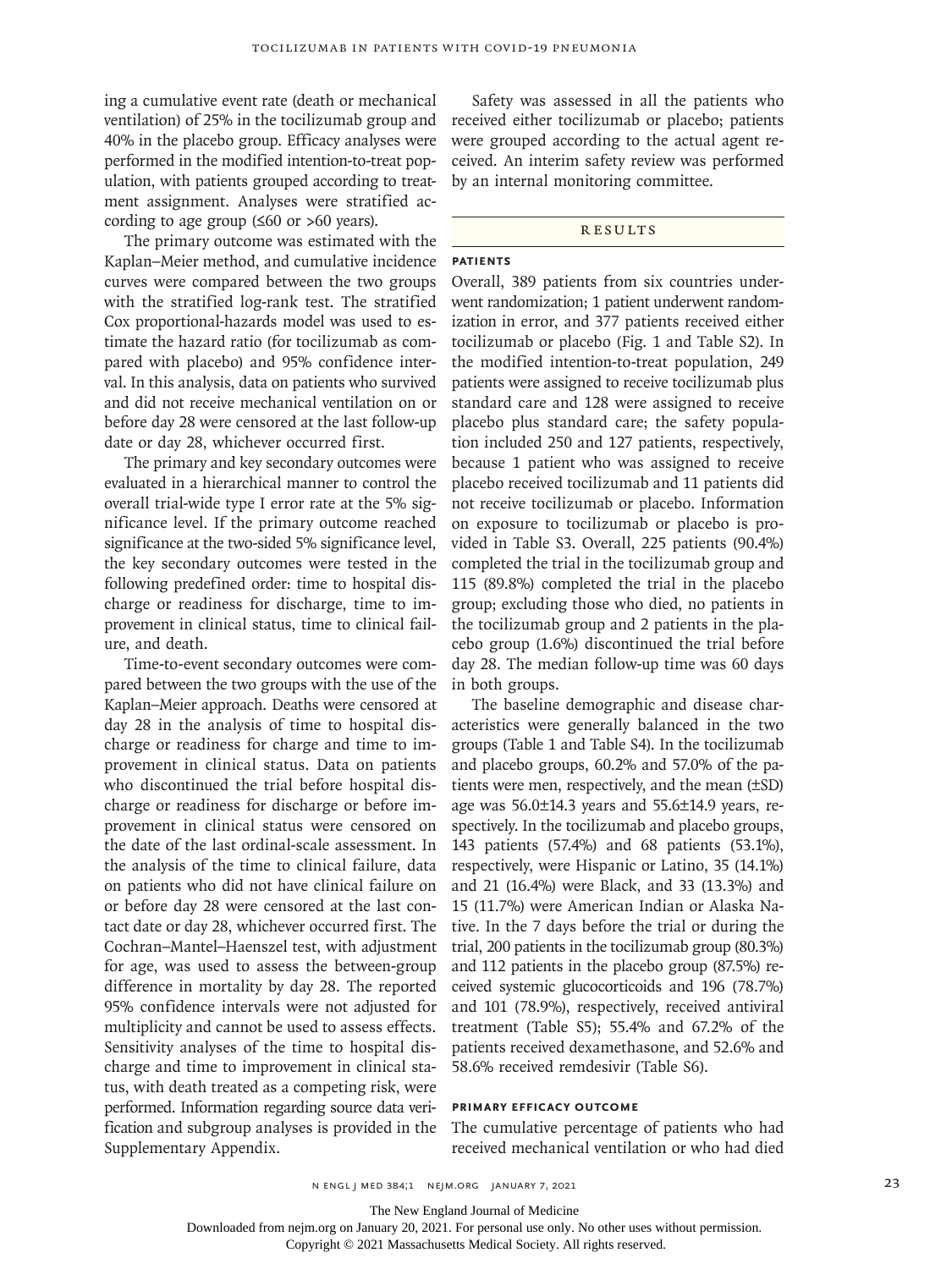ing a cumulative event rate (death or mechanical ventilation) of 25% in the tocilizumab group and 40% in the placebo group. Efficacy analyses were performed in the modified intention-to-treat population, with patients grouped according to treatment assignment. Analyses were stratified according to age group (≤60 or >60 years).

The primary outcome was estimated with the Kaplan–Meier method, and cumulative incidence curves were compared between the two groups with the stratified log-rank test. The stratified Cox proportional-hazards model was used to estimate the hazard ratio (for tocilizumab as compared with placebo) and 95% confidence interval. In this analysis, data on patients who survived and did not receive mechanical ventilation on or before day 28 were censored at the last follow-up date or day 28, whichever occurred first.

The primary and key secondary outcomes were evaluated in a hierarchical manner to control the overall trial-wide type I error rate at the 5% significance level. If the primary outcome reached significance at the two-sided 5% significance level, the key secondary outcomes were tested in the following predefined order: time to hospital discharge or readiness for discharge, time to improvement in clinical status, time to clinical failure, and death.

Time-to-event secondary outcomes were compared between the two groups with the use of the Kaplan–Meier approach. Deaths were censored at day 28 in the analysis of time to hospital discharge or readiness for charge and time to improvement in clinical status. Data on patients who discontinued the trial before hospital discharge or readiness for discharge or before improvement in clinical status were censored on the date of the last ordinal-scale assessment. In the analysis of the time to clinical failure, data on patients who did not have clinical failure on or before day 28 were censored at the last contact date or day 28, whichever occurred first. The Cochran–Mantel–Haenszel test, with adjustment for age, was used to assess the between-group difference in mortality by day 28. The reported 95% confidence intervals were not adjusted for multiplicity and cannot be used to assess effects. Sensitivity analyses of the time to hospital discharge and time to improvement in clinical status, with death treated as a competing risk, were performed. Information regarding source data verification and subgroup analyses is provided in the Supplementary Appendix.

Safety was assessed in all the patients who received either tocilizumab or placebo; patients were grouped according to the actual agent received. An interim safety review was performed by an internal monitoring committee.

## Results

### Patients

Overall, 389 patients from six countries underwent randomization; 1 patient underwent randomization in error, and 377 patients received either tocilizumab or placebo (Fig. 1 and Table S2). In the modified intention-to-treat population, 249 patients were assigned to receive tocilizumab plus standard care and 128 were assigned to receive placebo plus standard care; the safety population included 250 and 127 patients, respectively, because 1 patient who was assigned to receive placebo received tocilizumab and 11 patients did not receive tocilizumab or placebo. Information on exposure to tocilizumab or placebo is provided in Table S3. Overall, 225 patients (90.4%) completed the trial in the tocilizumab group and 115 (89.8%) completed the trial in the placebo group; excluding those who died, no patients in the tocilizumab group and 2 patients in the placebo group (1.6%) discontinued the trial before day 28. The median follow-up time was 60 days in both groups.

The baseline demographic and disease characteristics were generally balanced in the two groups (Table 1 and Table S4). In the tocilizumab and placebo groups, 60.2% and 57.0% of the patients were men, respectively, and the mean (±SD) age was 56.0±14.3 years and 55.6±14.9 years, respectively. In the tocilizumab and placebo groups, 143 patients (57.4%) and 68 patients (53.1%), respectively, were Hispanic or Latino, 35 (14.1%) and 21 (16.4%) were Black, and 33 (13.3%) and 15 (11.7%) were American Indian or Alaska Native. In the 7 days before the trial or during the trial, 200 patients in the tocilizumab group (80.3%) and 112 patients in the placebo group (87.5%) received systemic glucocorticoids and 196 (78.7%) and 101 (78.9%), respectively, received antiviral treatment (Table S5); 55.4% and 67.2% of the patients received dexamethasone, and 52.6% and 58.6% received remdesivir (Table S6).

### Primary Efficacy Outcome

The cumulative percentage of patients who had received mechanical ventilation or who had died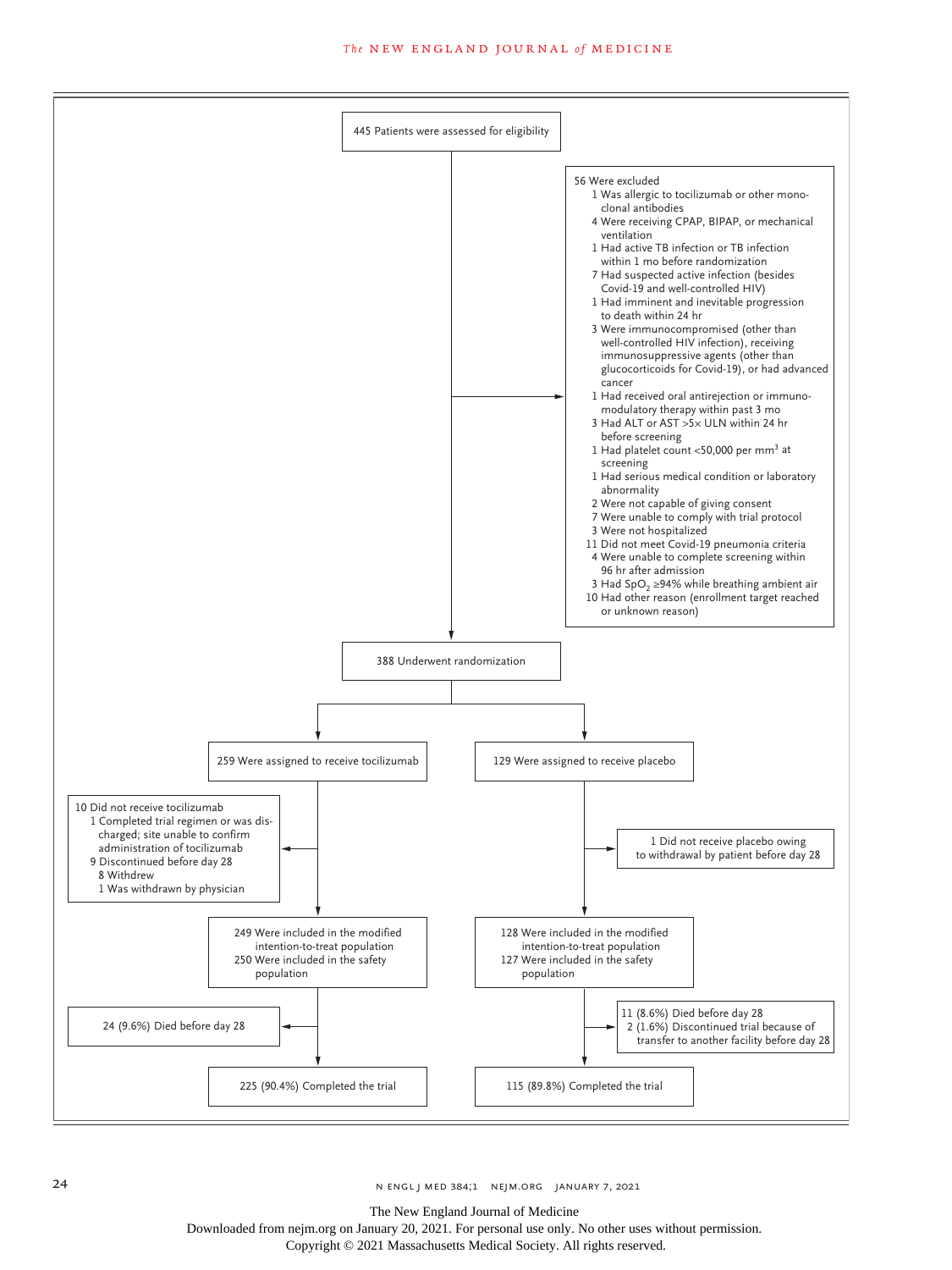445 Patients were assessed for eligibility

56 Were excluded
- 1 Was allergic to tocilizumab or other monoclonal antibodies
- 4 Were receiving CPAP, BIPAP, or mechanical ventilation
- 1 Had active TB infection or TB infection within 1 mo before randomization
- 7 Had suspected active infection (besides Covid-19 and well-controlled HIV)
- 1 Had imminent and inevitable progression to death within 24 hr
- 3 Were immunocompromised (other than well-controlled HIV infection), receiving immunosuppressive agents (other than glucocorticoids for Covid-19), or had advanced cancer
- 1 Had received oral antirejection or immunomodulatory therapy within past 3 mo
- 3 Had ALT or AST >5× ULN within 24 hr before screening
- 1 Had platelet count <50,000 per mm$^3$ at screening
- 1 Had serious medical condition or laboratory abnormality
- 2 Were not capable of giving consent
- 7 Were unable to comply with trial protocol
- 3 Were not hospitalized
- 11 Did not meet Covid-19 pneumonia criteria
- 4 Were unable to complete screening within 96 hr after admission
- 3 Had $SpO_2$ ≥94% while breathing ambient air
- 10 Had other reason (enrollment target reached or unknown reason)

388 Underwent randomization

259 Were assigned to receive tocilizumab

10 Did not receive tocilizumab
- 1 Completed trial regimen or was discharged; site unable to confirm administration of tocilizumab
- 9 Discontinued before day 28
  - 8 Withdrew
  - 1 Was withdrawn by physician

249 Were included in the modified intention-to-treat population
250 Were included in the safety population

24 (9.6%) Died before day 28

225 (90.4%) Completed the trial

129 Were assigned to receive placebo

1 Did not receive placebo owing to withdrawal by patient before day 28

128 Were included in the modified intention-to-treat population
127 Were included in the safety population

11 (8.6%) Died before day 28
2 (1.6%) Discontinued trial because of transfer to another facility before day 28

115 (89.8%) Completed the trial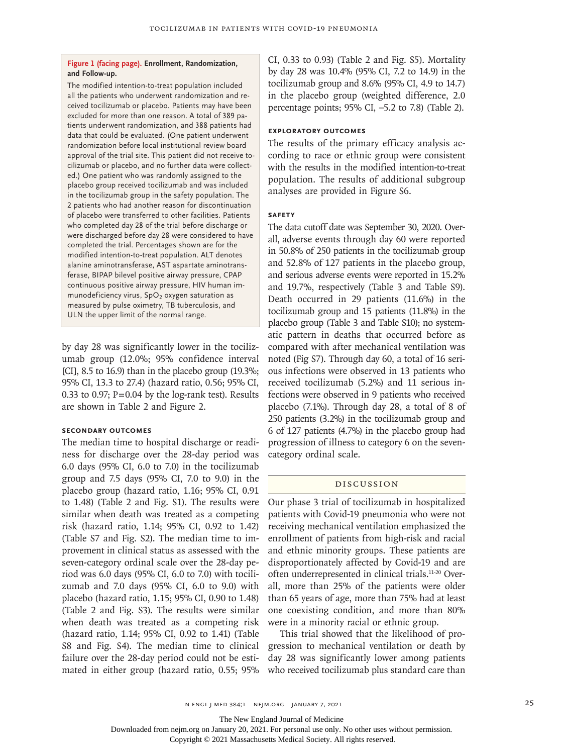**Figure 1 (facing page). Enrollment, Randomization, and Follow-up.**

The modified intention-to-treat population included all the patients who underwent randomization and received tocilizumab or placebo. Patients may have been excluded for more than one reason. A total of 389 patients underwent randomization, and 388 patients had data that could be evaluated. (One patient underwent randomization before local institutional review board approval of the trial site. This patient did not receive tocilizumab or placebo, and no further data were collected.) One patient who was randomly assigned to the placebo group received tocilizumab and was included in the tocilizumab group in the safety population. The 2 patients who had another reason for discontinuation of placebo were transferred to other facilities. Patients who completed day 28 of the trial before discharge or were discharged before day 28 were considered to have completed the trial. Percentages shown are for the modified intention-to-treat population. ALT denotes alanine aminotransferase, AST aspartate aminotransferase, BIPAP bilevel positive airway pressure, CPAP continuous positive airway pressure, HIV human immunodeficiency virus, $SpO_2$ oxygen saturation as measured by pulse oximetry, TB tuberculosis, and ULN the upper limit of the normal range.

by day 28 was significantly lower in the tocilizumab group (12.0%; 95% confidence interval [CI], 8.5 to 16.9) than in the placebo group (19.3%; 95% CI, 13.3 to 27.4) (hazard ratio, 0.56; 95% CI, 0.33 to 0.97; P=0.04 by the log-rank test). Results are shown in Table 2 and Figure 2.

### Secondary Outcomes

The median time to hospital discharge or readiness for discharge over the 28-day period was 6.0 days (95% CI, 6.0 to 7.0) in the tocilizumab group and 7.5 days (95% CI, 7.0 to 9.0) in the placebo group (hazard ratio, 1.16; 95% CI, 0.91 to 1.48) (Table 2 and Fig. S1). The results were similar when death was treated as a competing risk (hazard ratio, 1.14; 95% CI, 0.92 to 1.42) (Table S7 and Fig. S2). The median time to improvement in clinical status as assessed with the seven-category ordinal scale over the 28-day period was 6.0 days (95% CI, 6.0 to 7.0) with tocilizumab and 7.0 days (95% CI, 6.0 to 9.0) with placebo (hazard ratio, 1.15; 95% CI, 0.90 to 1.48) (Table 2 and Fig. S3). The results were similar when death was treated as a competing risk (hazard ratio, 1.14; 95% CI, 0.92 to 1.41) (Table S8 and Fig. S4). The median time to clinical failure over the 28-day period could not be estimated in either group (hazard ratio, 0.55; 95% CI, 0.33 to 0.93) (Table 2 and Fig. S5). Mortality by day 28 was 10.4% (95% CI, 7.2 to 14.9) in the tocilizumab group and 8.6% (95% CI, 4.9 to 14.7) in the placebo group (weighted difference, 2.0 percentage points; 95% CI, −5.2 to 7.8) (Table 2).

### Exploratory Outcomes

The results of the primary efficacy analysis according to race or ethnic group were consistent with the results in the modified intention-to-treat population. The results of additional subgroup analyses are provided in Figure S6.

### Safety

The data cutoff date was September 30, 2020. Overall, adverse events through day 60 were reported in 50.8% of 250 patients in the tocilizumab group and 52.8% of 127 patients in the placebo group, and serious adverse events were reported in 15.2% and 19.7%, respectively (Table 3 and Table S9). Death occurred in 29 patients (11.6%) in the tocilizumab group and 15 patients (11.8%) in the placebo group (Table 3 and Table S10); no systematic pattern in deaths that occurred before as compared with after mechanical ventilation was noted (Fig S7). Through day 60, a total of 16 serious infections were observed in 13 patients who received tocilizumab (5.2%) and 11 serious infections were observed in 9 patients who received placebo (7.1%). Through day 28, a total of 8 of 250 patients (3.2%) in the tocilizumab group and 6 of 127 patients (4.7%) in the placebo group had progression of illness to category 6 on the seven-category ordinal scale.

## Discussion

Our phase 3 trial of tocilizumab in hospitalized patients with Covid-19 pneumonia who were not receiving mechanical ventilation emphasized the enrollment of patients from high-risk and racial and ethnic minority groups. These patients are disproportionately affected by Covid-19 and are often underrepresented in clinical trials.[11-20] Overall, more than 25% of the patients were older than 65 years of age, more than 75% had at least one coexisting condition, and more than 80% were in a minority racial or ethnic group.

This trial showed that the likelihood of progression to mechanical ventilation or death by day 28 was significantly lower among patients who received tocilizumab plus standard care than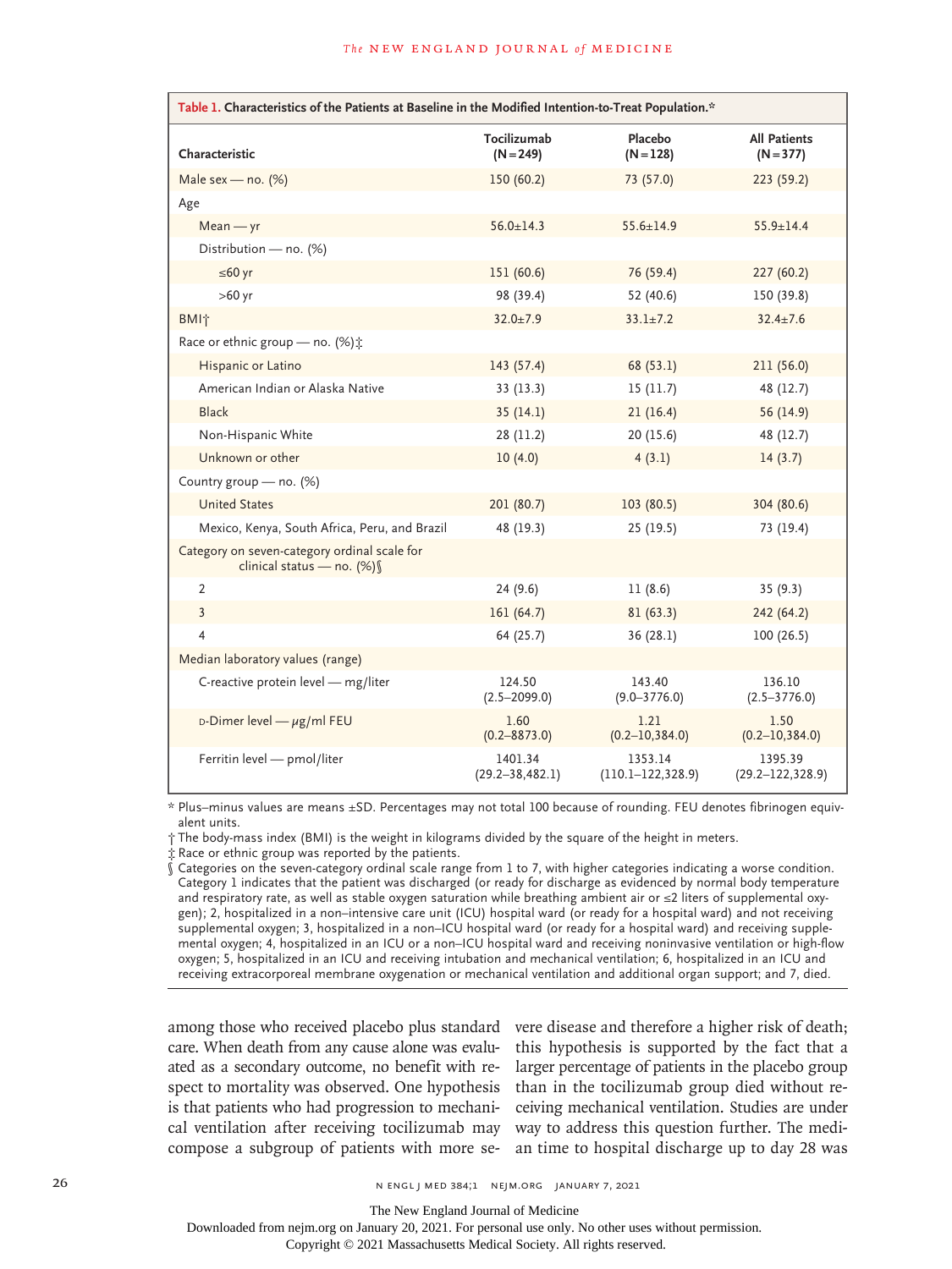**Table 1. Characteristics of the Patients at Baseline in the Modified Intention-to-Treat Population.***

| Characteristic | Tocilizumab (N=249) | Placebo (N=128) | All Patients (N=377) |
|---|---|---|---|
| Male sex — no. (%) | 150 (60.2) | 73 (57.0) | 223 (59.2) |
| Age | | | |
| Mean — yr | 56.0±14.3 | 55.6±14.9 | 55.9±14.4 |
| Distribution — no. (%) | | | |
| ≤60 yr | 151 (60.6) | 76 (59.4) | 227 (60.2) |
| >60 yr | 98 (39.4) | 52 (40.6) | 150 (39.8) |
| BMI† | 32.0±7.9 | 33.1±7.2 | 32.4±7.6 |
| Race or ethnic group — no. (%)‡ | | | |
| Hispanic or Latino | 143 (57.4) | 68 (53.1) | 211 (56.0) |
| American Indian or Alaska Native | 33 (13.3) | 15 (11.7) | 48 (12.7) |
| Black | 35 (14.1) | 21 (16.4) | 56 (14.9) |
| Non-Hispanic White | 28 (11.2) | 20 (15.6) | 48 (12.7) |
| Unknown or other | 10 (4.0) | 4 (3.1) | 14 (3.7) |
| Country group — no. (%) | | | |
| United States | 201 (80.7) | 103 (80.5) | 304 (80.6) |
| Mexico, Kenya, South Africa, Peru, and Brazil | 48 (19.3) | 25 (19.5) | 73 (19.4) |
| Category on seven-category ordinal scale for clinical status — no. (%)§ | | | |
| 2 | 24 (9.6) | 11 (8.6) | 35 (9.3) |
| 3 | 161 (64.7) | 81 (63.3) | 242 (64.2) |
| 4 | 64 (25.7) | 36 (28.1) | 100 (26.5) |
| Median laboratory values (range) | | | |
| C-reactive protein level — mg/liter | 124.50 (2.5–2099.0) | 143.40 (9.0–3776.0) | 136.10 (2.5–3776.0) |
| D-Dimer level — μg/ml FEU | 1.60 (0.2–8873.0) | 1.21 (0.2–10,384.0) | 1.50 (0.2–10,384.0) |
| Ferritin level — pmol/liter | 1401.34 (29.2–38,482.1) | 1353.14 (110.1–122,328.9) | 1395.39 (29.2–122,328.9) |

\* Plus–minus values are means ±SD. Percentages may not total 100 because of rounding. FEU denotes fibrinogen equivalent units.

† The body-mass index (BMI) is the weight in kilograms divided by the square of the height in meters.

‡ Race or ethnic group was reported by the patients.

§ Categories on the seven-category ordinal scale range from 1 to 7, with higher categories indicating a worse condition. Category 1 indicates that the patient was discharged (or ready for discharge as evidenced by normal body temperature and respiratory rate, as well as stable oxygen saturation while breathing ambient air or ≤2 liters of supplemental oxygen); 2, hospitalized in a non–intensive care unit (ICU) hospital ward (or ready for a hospital ward) and not receiving supplemental oxygen; 3, hospitalized in a non–ICU hospital ward (or ready for a hospital ward) and receiving supplemental oxygen; 4, hospitalized in an ICU or a non–ICU hospital ward and receiving noninvasive ventilation or high-flow oxygen; 5, hospitalized in an ICU and receiving intubation and mechanical ventilation; 6, hospitalized in an ICU and receiving extracorporeal membrane oxygenation or mechanical ventilation and additional organ support; and 7, died.

among those who received placebo plus standard care. When death from any cause alone was evaluated as a secondary outcome, no benefit with respect to mortality was observed. One hypothesis is that patients who had progression to mechanical ventilation after receiving tocilizumab may compose a subgroup of patients with more severe disease and therefore a higher risk of death; this hypothesis is supported by the fact that a larger percentage of patients in the placebo group than in the tocilizumab group died without receiving mechanical ventilation. Studies are under way to address this question further. The median time to hospital discharge up to day 28 was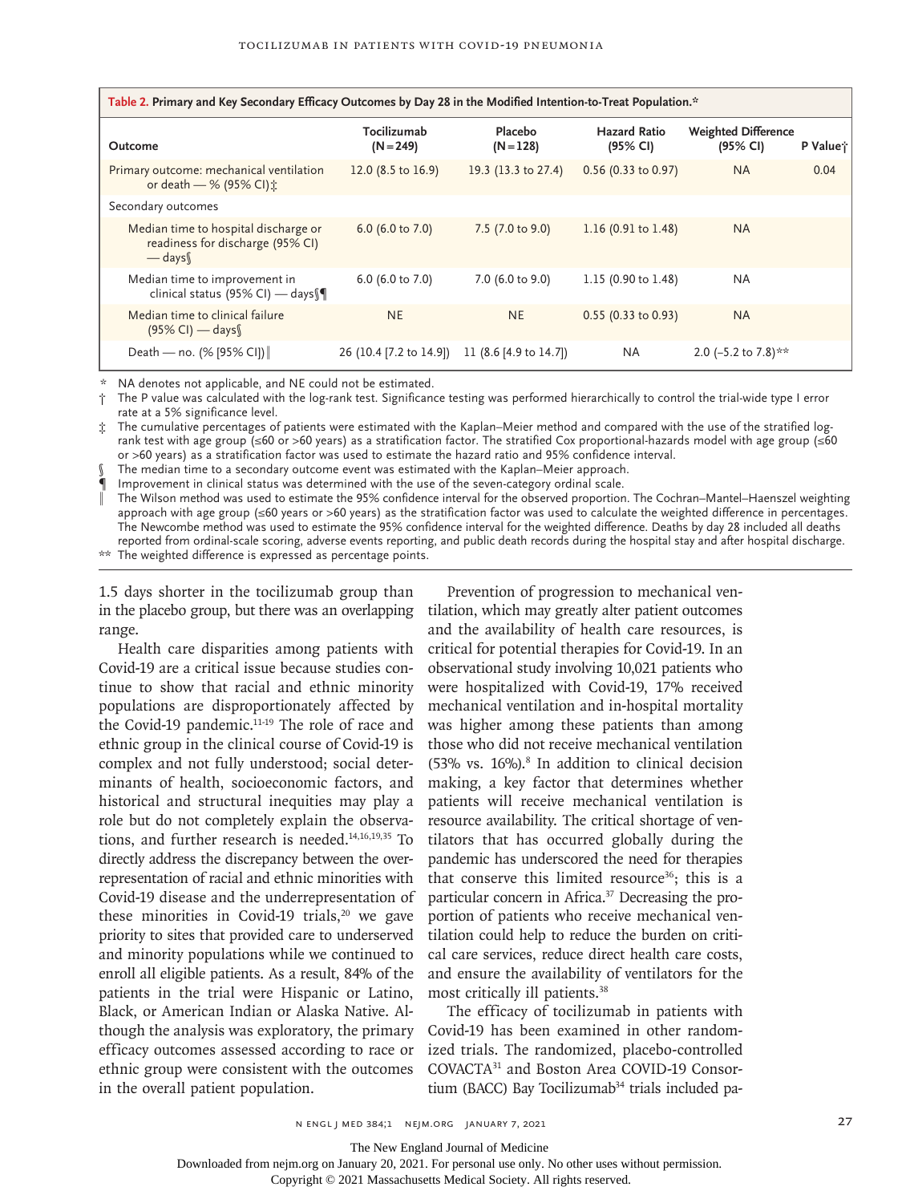**Table 2. Primary and Key Secondary Efficacy Outcomes by Day 28 in the Modified Intention-to-Treat Population.***

| Outcome | Tocilizumab (N=249) | Placebo (N=128) | Hazard Ratio (95% CI) | Weighted Difference (95% CI) | P Value† |
|---|---|---|---|---|---|
| Primary outcome: mechanical ventilation or death — % (95% CI)‡ | 12.0 (8.5 to 16.9) | 19.3 (13.3 to 27.4) | 0.56 (0.33 to 0.97) | NA | 0.04 |
| Secondary outcomes | | | | | |
| Median time to hospital discharge or readiness for discharge (95% CI) — days§ | 6.0 (6.0 to 7.0) | 7.5 (7.0 to 9.0) | 1.16 (0.91 to 1.48) | NA | |
| Median time to improvement in clinical status (95% CI) — days§¶ | 6.0 (6.0 to 7.0) | 7.0 (6.0 to 9.0) | 1.15 (0.90 to 1.48) | NA | |
| Median time to clinical failure (95% CI) — days§ | NE | NE | 0.55 (0.33 to 0.93) | NA | |
| Death — no. (% [95% CI])‖ | 26 (10.4 [7.2 to 14.9]) | 11 (8.6 [4.9 to 14.7]) | NA | 2.0 (−5.2 to 7.8)** | |

\* NA denotes not applicable, and NE could not be estimated.

† The P value was calculated with the log-rank test. Significance testing was performed hierarchically to control the trial-wide type I error rate at a 5% significance level.

‡ The cumulative percentages of patients were estimated with the Kaplan–Meier method and compared with the use of the stratified log-rank test with age group (≤60 or >60 years) as a stratification factor. The stratified Cox proportional-hazards model with age group (≤60 or >60 years) as a stratification factor was used to estimate the hazard ratio and 95% confidence interval.

§ The median time to a secondary outcome event was estimated with the Kaplan–Meier approach.

¶ Improvement in clinical status was determined with the use of the seven-category ordinal scale.

‖ The Wilson method was used to estimate the 95% confidence interval for the observed proportion. The Cochran–Mantel–Haenszel weighting approach with age group (≤60 years or >60 years) as the stratification factor was used to calculate the weighted difference in percentages. The Newcombe method was used to estimate the 95% confidence interval for the weighted difference. Deaths by day 28 included all deaths reported from ordinal-scale scoring, adverse events reporting, and public death records during the hospital stay and after hospital discharge.

\** The weighted difference is expressed as percentage points.

1.5 days shorter in the tocilizumab group than in the placebo group, but there was an overlapping range.

Health care disparities among patients with Covid-19 are a critical issue because studies continue to show that racial and ethnic minority populations are disproportionately affected by the Covid-19 pandemic.[11-19] The role of race and ethnic group in the clinical course of Covid-19 is complex and not fully understood; social determinants of health, socioeconomic factors, and historical and structural inequities may play a role but do not completely explain the observations, and further research is needed.[14,16,19,35] To directly address the discrepancy between the overrepresentation of racial and ethnic minorities with Covid-19 disease and the underrepresentation of these minorities in Covid-19 trials,[20] we gave priority to sites that provided care to underserved and minority populations while we continued to enroll all eligible patients. As a result, 84% of the patients in the trial were Hispanic or Latino, Black, or American Indian or Alaska Native. Although the analysis was exploratory, the primary efficacy outcomes assessed according to race or ethnic group were consistent with the outcomes in the overall patient population.

Prevention of progression to mechanical ventilation, which may greatly alter patient outcomes and the availability of health care resources, is critical for potential therapies for Covid-19. In an observational study involving 10,021 patients who were hospitalized with Covid-19, 17% received mechanical ventilation and in-hospital mortality was higher among these patients than among those who did not receive mechanical ventilation (53% vs. 16%).[8] In addition to clinical decision making, a key factor that determines whether patients will receive mechanical ventilation is resource availability. The critical shortage of ventilators that has occurred globally during the pandemic has underscored the need for therapies that conserve this limited resource[36]; this is a particular concern in Africa.[37] Decreasing the proportion of patients who receive mechanical ventilation could help to reduce the burden on critical care services, reduce direct health care costs, and ensure the availability of ventilators for the most critically ill patients.[38]

The efficacy of tocilizumab in patients with Covid-19 has been examined in other randomized trials. The randomized, placebo-controlled COVACTA[31] and Boston Area COVID-19 Consortium (BACC) Bay Tocilizumab[34] trials included pa-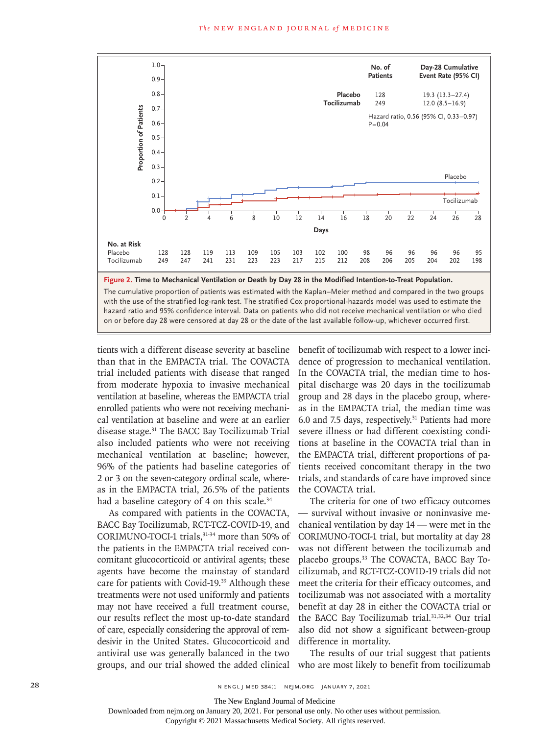| | No. of Patients | Day-28 Cumulative Event Rate (95% CI) |
|---|---|---|
| Placebo | 128 | 19.3 (13.3–27.4) |
| Tocilizumab | 249 | 12.0 (8.5–16.9) |

Hazard ratio, 0.56 (95% CI, 0.33–0.97)
P=0.04

No. at Risk

| Days | 0 | 2 | 4 | 6 | 8 | 10 | 12 | 14 | 16 | 18 | 20 | 22 | 24 | 26 | 28 |
|---|---|---|---|---|---|---|---|---|---|---|---|---|---|---|---|
| Placebo | 128 | 128 | 119 | 113 | 109 | 105 | 103 | 102 | 100 | 98 | 96 | 96 | 96 | 96 | 95 |
| Tocilizumab | 249 | 247 | 241 | 231 | 223 | 223 | 217 | 215 | 212 | 208 | 206 | 205 | 204 | 202 | 198 |

**Figure 2. Time to Mechanical Ventilation or Death by Day 28 in the Modified Intention-to-Treat Population.**

The cumulative proportion of patients was estimated with the Kaplan–Meier method and compared in the two groups with the use of the stratified log-rank test. The stratified Cox proportional-hazards model was used to estimate the hazard ratio and 95% confidence interval. Data on patients who did not receive mechanical ventilation or who died on or before day 28 were censored at day 28 or the date of the last available follow-up, whichever occurred first.

tients with a different disease severity at baseline than that in the EMPACTA trial. The COVACTA trial included patients with disease that ranged from moderate hypoxia to invasive mechanical ventilation at baseline, whereas the EMPACTA trial enrolled patients who were not receiving mechanical ventilation at baseline and were at an earlier disease stage.[31] The BACC Bay Tocilizumab Trial also included patients who were not receiving mechanical ventilation at baseline; however, 96% of the patients had baseline categories of 2 or 3 on the seven-category ordinal scale, whereas in the EMPACTA trial, 26.5% of the patients had a baseline category of 4 on this scale.[34]

As compared with patients in the COVACTA, BACC Bay Tocilizumab, RCT-TCZ-COVID-19, and CORIMUNO-TOCI-1 trials,[31-34] more than 50% of the patients in the EMPACTA trial received concomitant glucocorticoid or antiviral agents; these agents have become the mainstay of standard care for patients with Covid-19.[39] Although these treatments were not used uniformly and patients may not have received a full treatment course, our results reflect the most up-to-date standard of care, especially considering the approval of remdesivir in the United States. Glucocorticoid and antiviral use was generally balanced in the two groups, and our trial showed the added clinical benefit of tocilizumab with respect to a lower incidence of progression to mechanical ventilation. In the COVACTA trial, the median time to hospital discharge was 20 days in the tocilizumab group and 28 days in the placebo group, whereas in the EMPACTA trial, the median time was 6.0 and 7.5 days, respectively.[31] Patients had more severe illness or had different coexisting conditions at baseline in the COVACTA trial than in the EMPACTA trial, different proportions of patients received concomitant therapy in the two trials, and standards of care have improved since the COVACTA trial.

The criteria for one of two efficacy outcomes — survival without invasive or noninvasive mechanical ventilation by day 14 — were met in the CORIMUNO-TOCI-1 trial, but mortality at day 28 was not different between the tocilizumab and placebo groups.[33] The COVACTA, BACC Bay Tocilizumab, and RCT-TCZ-COVID-19 trials did not meet the criteria for their efficacy outcomes, and tocilizumab was not associated with a mortality benefit at day 28 in either the COVACTA trial or the BACC Bay Tocilizumab trial.[31,32,34] Our trial also did not show a significant between-group difference in mortality.

The results of our trial suggest that patients who are most likely to benefit from tocilizumab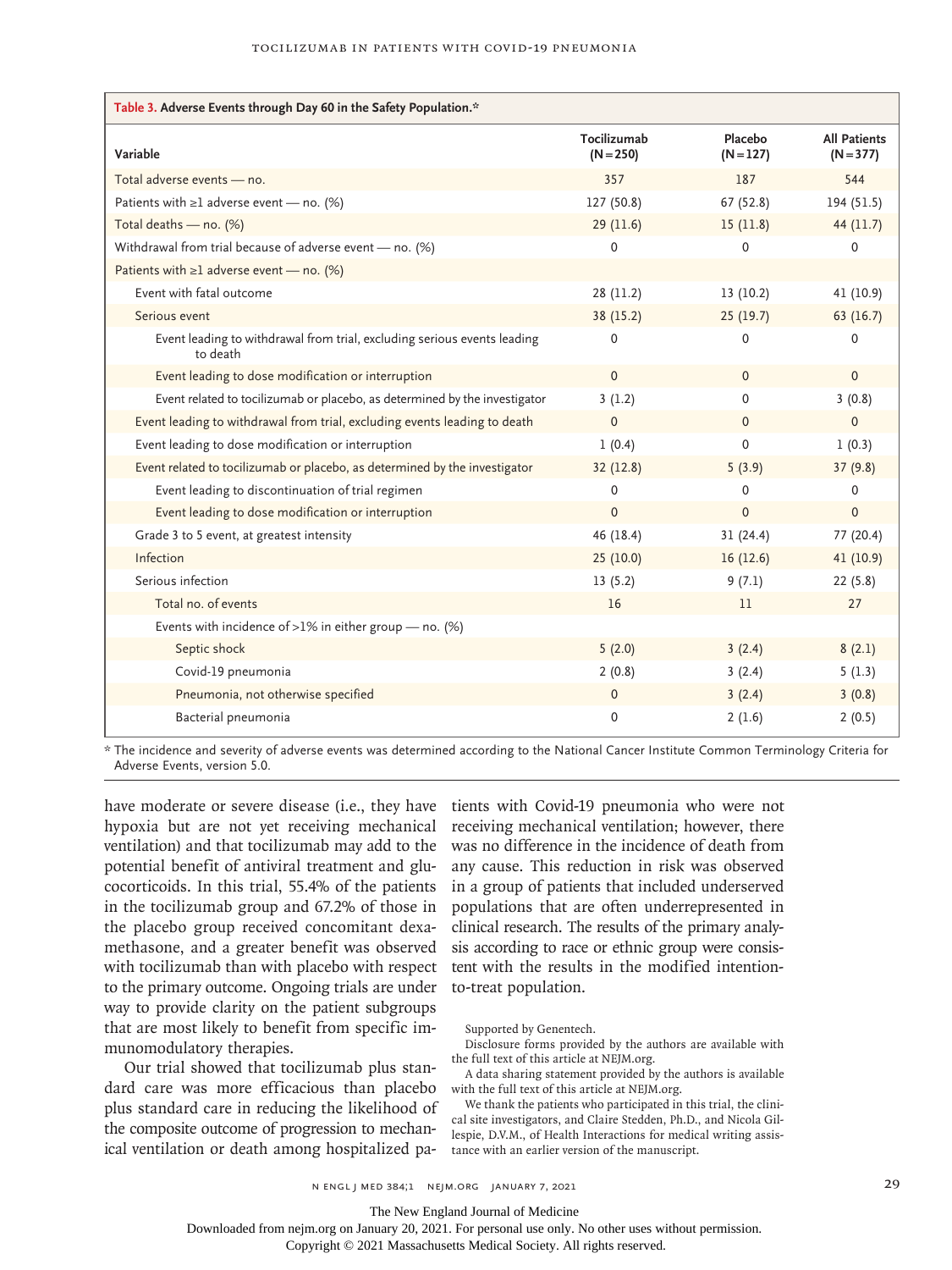**Table 3. Adverse Events through Day 60 in the Safety Population.***

| Variable | Tocilizumab (N=250) | Placebo (N=127) | All Patients (N=377) |
|---|---|---|---|
| Total adverse events — no. | 357 | 187 | 544 |
| Patients with ≥1 adverse event — no. (%) | 127 (50.8) | 67 (52.8) | 194 (51.5) |
| Total deaths — no. (%) | 29 (11.6) | 15 (11.8) | 44 (11.7) |
| Withdrawal from trial because of adverse event — no. (%) | 0 | 0 | 0 |
| Patients with ≥1 adverse event — no. (%) | | | |
| Event with fatal outcome | 28 (11.2) | 13 (10.2) | 41 (10.9) |
| Serious event | 38 (15.2) | 25 (19.7) | 63 (16.7) |
| Event leading to withdrawal from trial, excluding serious events leading to death | 0 | 0 | 0 |
| Event leading to dose modification or interruption | 0 | 0 | 0 |
| Event related to tocilizumab or placebo, as determined by the investigator | 3 (1.2) | 0 | 3 (0.8) |
| Event leading to withdrawal from trial, excluding events leading to death | 0 | 0 | 0 |
| Event leading to dose modification or interruption | 1 (0.4) | 0 | 1 (0.3) |
| Event related to tocilizumab or placebo, as determined by the investigator | 32 (12.8) | 5 (3.9) | 37 (9.8) |
| Event leading to discontinuation of trial regimen | 0 | 0 | 0 |
| Event leading to dose modification or interruption | 0 | 0 | 0 |
| Grade 3 to 5 event, at greatest intensity | 46 (18.4) | 31 (24.4) | 77 (20.4) |
| Infection | 25 (10.0) | 16 (12.6) | 41 (10.9) |
| Serious infection | 13 (5.2) | 9 (7.1) | 22 (5.8) |
| Total no. of events | 16 | 11 | 27 |
| Events with incidence of >1% in either group — no. (%) | | | |
| Septic shock | 5 (2.0) | 3 (2.4) | 8 (2.1) |
| Covid-19 pneumonia | 2 (0.8) | 3 (2.4) | 5 (1.3) |
| Pneumonia, not otherwise specified | 0 | 3 (2.4) | 3 (0.8) |
| Bacterial pneumonia | 0 | 2 (1.6) | 2 (0.5) |

* The incidence and severity of adverse events was determined according to the National Cancer Institute Common Terminology Criteria for Adverse Events, version 5.0.

have moderate or severe disease (i.e., they have hypoxia but are not yet receiving mechanical ventilation) and that tocilizumab may add to the potential benefit of antiviral treatment and glucocorticoids. In this trial, 55.4% of the patients in the tocilizumab group and 67.2% of those in the placebo group received concomitant dexamethasone, and a greater benefit was observed with tocilizumab than with placebo with respect to the primary outcome. Ongoing trials are under way to provide clarity on the patient subgroups that are most likely to benefit from specific immunomodulatory therapies.

Our trial showed that tocilizumab plus standard care was more efficacious than placebo plus standard care in reducing the likelihood of the composite outcome of progression to mechanical ventilation or death among hospitalized patients with Covid-19 pneumonia who were not receiving mechanical ventilation; however, there was no difference in the incidence of death from any cause. This reduction in risk was observed in a group of patients that included underserved populations that are often underrepresented in clinical research. The results of the primary analysis according to race or ethnic group were consistent with the results in the modified intention-to-treat population.

Supported by Genentech.

Disclosure forms provided by the authors are available with the full text of this article at NEJM.org.

A data sharing statement provided by the authors is available with the full text of this article at NEJM.org.

We thank the patients who participated in this trial, the clinical site investigators, and Claire Stedden, Ph.D., and Nicola Gillespie, D.V.M., of Health Interactions for medical writing assistance with an earlier version of the manuscript.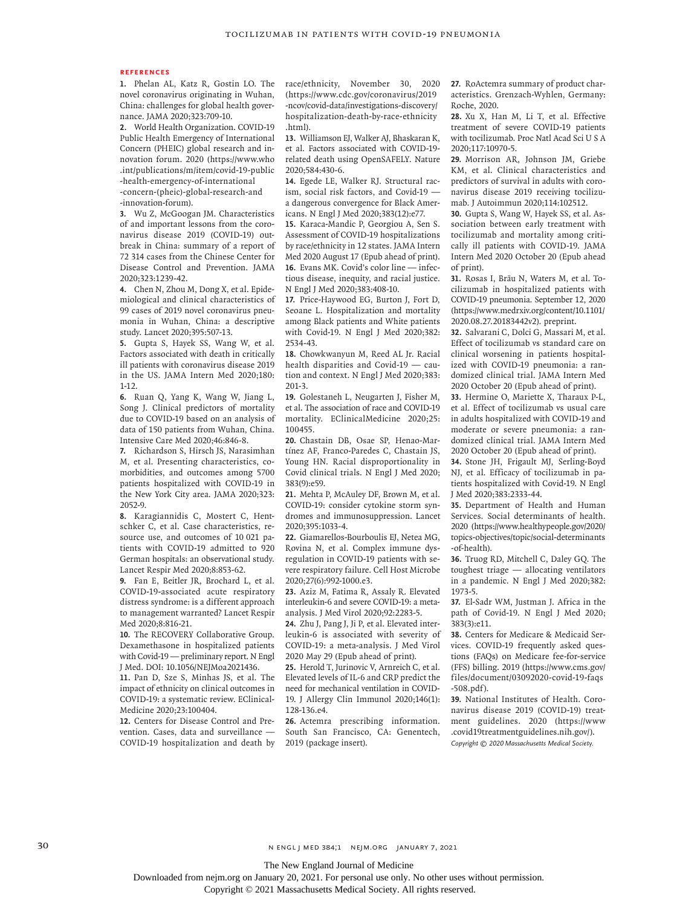## References

1. Phelan AL, Katz R, Gostin LO. The novel coronavirus originating in Wuhan, China: challenges for global health governance. JAMA 2020;323:709-10.
2. World Health Organization. COVID-19 Public Health Emergency of International Concern (PHEIC) global research and innovation forum. 2020 (https://www.who.int/publications/m/item/covid-19-public-health-emergency-of-international-concern-(pheic)-global-research-and-innovation-forum).
3. Wu Z, McGoogan JM. Characteristics of and important lessons from the coronavirus disease 2019 (COVID-19) outbreak in China: summary of a report of 72 314 cases from the Chinese Center for Disease Control and Prevention. JAMA 2020;323:1239-42.
4. Chen N, Zhou M, Dong X, et al. Epidemiological and clinical characteristics of 99 cases of 2019 novel coronavirus pneumonia in Wuhan, China: a descriptive study. Lancet 2020;395:507-13.
5. Gupta S, Hayek SS, Wang W, et al. Factors associated with death in critically ill patients with coronavirus disease 2019 in the US. JAMA Intern Med 2020;180:1-12.
6. Ruan Q, Yang K, Wang W, Jiang L, Song J. Clinical predictors of mortality due to COVID-19 based on an analysis of data of 150 patients from Wuhan, China. Intensive Care Med 2020;46:846-8.
7. Richardson S, Hirsch JS, Narasimhan M, et al. Presenting characteristics, comorbidities, and outcomes among 5700 patients hospitalized with COVID-19 in the New York City area. JAMA 2020;323:2052-9.
8. Karagiannidis C, Mostert C, Hentschker C, et al. Case characteristics, resource use, and outcomes of 10 021 patients with COVID-19 admitted to 920 German hospitals: an observational study. Lancet Respir Med 2020;8:853-62.
9. Fan E, Beitler JR, Brochard L, et al. COVID-19-associated acute respiratory distress syndrome: is a different approach to management warranted? Lancet Respir Med 2020;8:816-21.
10. The RECOVERY Collaborative Group. Dexamethasone in hospitalized patients with Covid-19 — preliminary report. N Engl J Med. DOI: 10.1056/NEJMoa2021436.
11. Pan D, Sze S, Minhas JS, et al. The impact of ethnicity on clinical outcomes in COVID-19: a systematic review. EClinicalMedicine 2020;23:100404.
12. Centers for Disease Control and Prevention. Cases, data and surveillance — COVID-19 hospitalization and death by race/ethnicity, November 30, 2020 (https://www.cdc.gov/coronavirus/2019-ncov/covid-data/investigations-discovery/hospitalization-death-by-race-ethnicity.html).
13. Williamson EJ, Walker AJ, Bhaskaran K, et al. Factors associated with COVID-19-related death using OpenSAFELY. Nature 2020;584:430-6.
14. Egede LE, Walker RJ. Structural racism, social risk factors, and Covid-19 — a dangerous convergence for Black Americans. N Engl J Med 2020;383(12):e77.
15. Karaca-Mandic P, Georgiou A, Sen S. Assessment of COVID-19 hospitalizations by race/ethnicity in 12 states. JAMA Intern Med 2020 August 17 (Epub ahead of print).
16. Evans MK. Covid's color line — infectious disease, inequity, and racial justice. N Engl J Med 2020;383:408-10.
17. Price-Haywood EG, Burton J, Fort D, Seoane L. Hospitalization and mortality among Black patients and White patients with Covid-19. N Engl J Med 2020;382:2534-43.
18. Chowkwanyun M, Reed AL Jr. Racial health disparities and Covid-19 — caution and context. N Engl J Med 2020;383:201-3.
19. Golestaneh L, Neugarten J, Fisher M, et al. The association of race and COVID-19 mortality. EClinicalMedicine 2020;25:100455.
20. Chastain DB, Osae SP, Henao-Martínez AF, Franco-Paredes C, Chastain JS, Young HN. Racial disproportionality in Covid clinical trials. N Engl J Med 2020;383(9):e59.
21. Mehta P, McAuley DF, Brown M, et al. COVID-19: consider cytokine storm syndromes and immunosuppression. Lancet 2020;395:1033-4.
22. Giamarellos-Bourboulis EJ, Netea MG, Rovina N, et al. Complex immune dysregulation in COVID-19 patients with severe respiratory failure. Cell Host Microbe 2020;27(6):992-1000.e3.
23. Aziz M, Fatima R, Assaly R. Elevated interleukin-6 and severe COVID-19: a meta-analysis. J Med Virol 2020;92:2283-5.
24. Zhu J, Pang J, Ji P, et al. Elevated interleukin-6 is associated with severity of COVID-19: a meta-analysis. J Med Virol 2020 May 29 (Epub ahead of print).
25. Herold T, Jurinovic V, Arnreich C, et al. Elevated levels of IL-6 and CRP predict the need for mechanical ventilation in COVID-19. J Allergy Clin Immunol 2020;146(1):128-136.e4.
26. Actemra prescribing information. South San Francisco, CA: Genentech, 2019 (package insert).
27. RoActemra summary of product characteristics. Grenzach-Wyhlen, Germany: Roche, 2020.
28. Xu X, Han M, Li T, et al. Effective treatment of severe COVID-19 patients with tocilizumab. Proc Natl Acad Sci U S A 2020;117:10970-5.
29. Morrison AR, Johnson JM, Griebe KM, et al. Clinical characteristics and predictors of survival in adults with coronavirus disease 2019 receiving tocilizumab. J Autoimmun 2020;114:102512.
30. Gupta S, Wang W, Hayek SS, et al. Association between early treatment with tocilizumab and mortality among critically ill patients with COVID-19. JAMA Intern Med 2020 October 20 (Epub ahead of print).
31. Rosas I, Bräu N, Waters M, et al. Tocilizumab in hospitalized patients with COVID-19 pneumonia. September 12, 2020 (https://www.medrxiv.org/content/10.1101/2020.08.27.20183442v2). preprint.
32. Salvarani C, Dolci G, Massari M, et al. Effect of tocilizumab vs standard care on clinical worsening in patients hospitalized with COVID-19 pneumonia: a randomized clinical trial. JAMA Intern Med 2020 October 20 (Epub ahead of print).
33. Hermine O, Mariette X, Tharaux P-L, et al. Effect of tocilizumab vs usual care in adults hospitalized with COVID-19 and moderate or severe pneumonia: a randomized clinical trial. JAMA Intern Med 2020 October 20 (Epub ahead of print).
34. Stone JH, Frigault MJ, Serling-Boyd NJ, et al. Efficacy of tocilizumab in patients hospitalized with Covid-19. N Engl J Med 2020;383:2333-44.
35. Department of Health and Human Services. Social determinants of health. 2020 (https://www.healthypeople.gov/2020/topics-objectives/topic/social-determinants-of-health).
36. Truog RD, Mitchell C, Daley GQ. The toughest triage — allocating ventilators in a pandemic. N Engl J Med 2020;382:1973-5.
37. El-Sadr WM, Justman J. Africa in the path of Covid-19. N Engl J Med 2020;383(3):e11.
38. Centers for Medicare & Medicaid Services. COVID-19 frequently asked questions (FAQs) on Medicare fee-for-service (FFS) billing. 2019 (https://www.cms.gov/files/document/03092020-covid-19-faqs-508.pdf).
39. National Institutes of Health. Coronavirus disease 2019 (COVID-19) treatment guidelines. 2020 (https://www.covid19treatmentguidelines.nih.gov/).

*Copyright © 2020 Massachusetts Medical Society.*